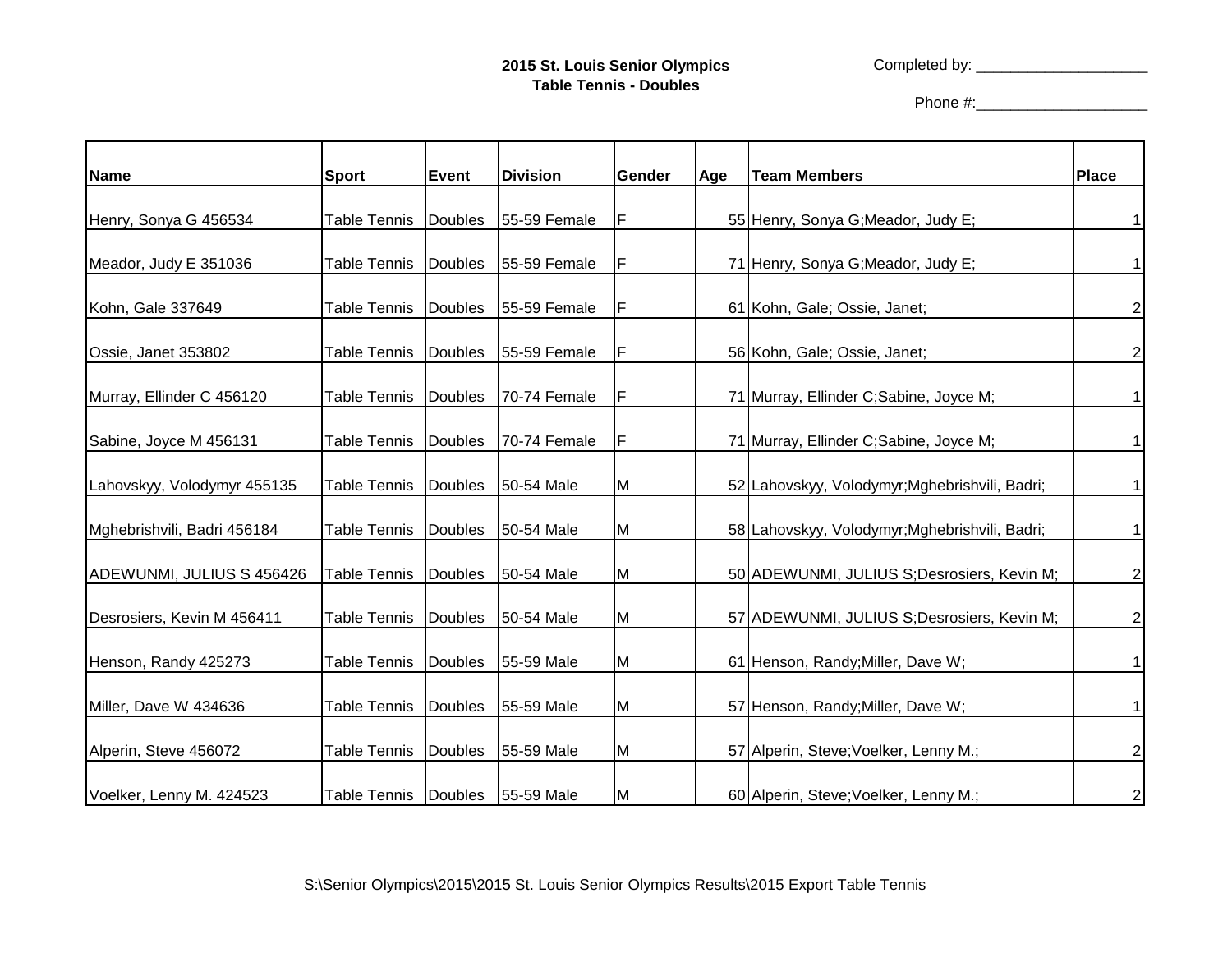**2015 St. Louis Senior Olympics**
**Table Tennis - Doubles**

Completed by: ____________________

Phone #:____________________

| Name | Sport | Event | Division | Gender | Age | Team Members | Place |
|---|---|---|---|---|---|---|---|
| Henry, Sonya G 456534 | Table Tennis | Doubles | 55-59 Female | F | 55 | Henry, Sonya G;Meador, Judy E; | 1 |
| Meador, Judy E 351036 | Table Tennis | Doubles | 55-59 Female | F | 71 | Henry, Sonya G;Meador, Judy E; | 1 |
| Kohn, Gale 337649 | Table Tennis | Doubles | 55-59 Female | F | 61 | Kohn, Gale; Ossie, Janet; | 2 |
| Ossie, Janet 353802 | Table Tennis | Doubles | 55-59 Female | F | 56 | Kohn, Gale; Ossie, Janet; | 2 |
| Murray, Ellinder C 456120 | Table Tennis | Doubles | 70-74 Female | F | 71 | Murray, Ellinder C;Sabine, Joyce M; | 1 |
| Sabine, Joyce M 456131 | Table Tennis | Doubles | 70-74 Female | F | 71 | Murray, Ellinder C;Sabine, Joyce M; | 1 |
| Lahovskyy, Volodymyr 455135 | Table Tennis | Doubles | 50-54 Male | M | 52 | Lahovskyy, Volodymyr;Mghebrishvili, Badri; | 1 |
| Mghebrishvili, Badri 456184 | Table Tennis | Doubles | 50-54 Male | M | 58 | Lahovskyy, Volodymyr;Mghebrishvili, Badri; | 1 |
| ADEWUNMI, JULIUS S 456426 | Table Tennis | Doubles | 50-54 Male | M | 50 | ADEWUNMI, JULIUS S;Desrosiers, Kevin M; | 2 |
| Desrosiers, Kevin M 456411 | Table Tennis | Doubles | 50-54 Male | M | 57 | ADEWUNMI, JULIUS S;Desrosiers, Kevin M; | 2 |
| Henson, Randy 425273 | Table Tennis | Doubles | 55-59 Male | M | 61 | Henson, Randy;Miller, Dave W; | 1 |
| Miller, Dave W 434636 | Table Tennis | Doubles | 55-59 Male | M | 57 | Henson, Randy;Miller, Dave W; | 1 |
| Alperin, Steve 456072 | Table Tennis | Doubles | 55-59 Male | M | 57 | Alperin, Steve;Voelker, Lenny M.; | 2 |
| Voelker, Lenny M. 424523 | Table Tennis | Doubles | 55-59 Male | M | 60 | Alperin, Steve;Voelker, Lenny M.; | 2 |

S:\Senior Olympics\2015\2015 St. Louis Senior Olympics Results\2015 Export Table Tennis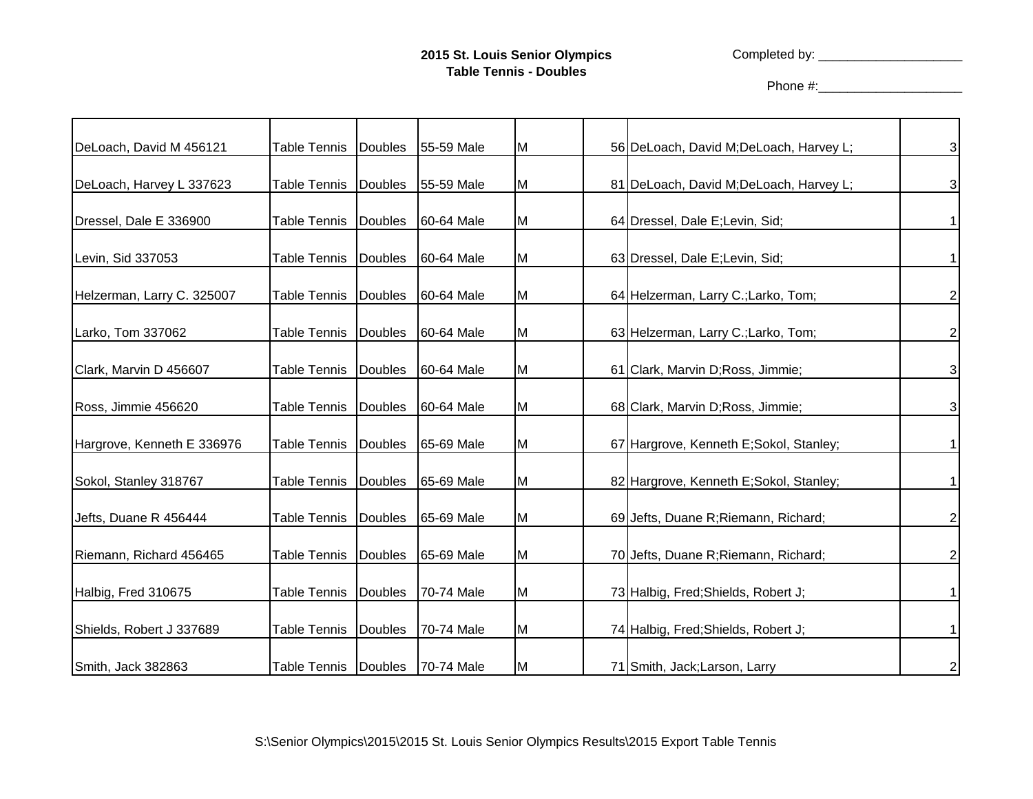**2015 St. Louis Senior Olympics**
**Table Tennis - Doubles**

Completed by: ____________________

Phone #:____________________

| | | | | | | | |
|---|---|---|---|---|---|---|---|
| DeLoach, David M 456121 | Table Tennis | Doubles | 55-59 Male | M | 56 | DeLoach, David M;DeLoach, Harvey L; | 3 |
| DeLoach, Harvey L 337623 | Table Tennis | Doubles | 55-59 Male | M | 81 | DeLoach, David M;DeLoach, Harvey L; | 3 |
| Dressel, Dale E 336900 | Table Tennis | Doubles | 60-64 Male | M | 64 | Dressel, Dale E;Levin, Sid; | 1 |
| Levin, Sid 337053 | Table Tennis | Doubles | 60-64 Male | M | 63 | Dressel, Dale E;Levin, Sid; | 1 |
| Helzerman, Larry C. 325007 | Table Tennis | Doubles | 60-64 Male | M | 64 | Helzerman, Larry C.;Larko, Tom; | 2 |
| Larko, Tom 337062 | Table Tennis | Doubles | 60-64 Male | M | 63 | Helzerman, Larry C.;Larko, Tom; | 2 |
| Clark, Marvin D 456607 | Table Tennis | Doubles | 60-64 Male | M | 61 | Clark, Marvin D;Ross, Jimmie; | 3 |
| Ross, Jimmie 456620 | Table Tennis | Doubles | 60-64 Male | M | 68 | Clark, Marvin D;Ross, Jimmie; | 3 |
| Hargrove, Kenneth E 336976 | Table Tennis | Doubles | 65-69 Male | M | 67 | Hargrove, Kenneth E;Sokol, Stanley; | 1 |
| Sokol, Stanley 318767 | Table Tennis | Doubles | 65-69 Male | M | 82 | Hargrove, Kenneth E;Sokol, Stanley; | 1 |
| Jefts, Duane R 456444 | Table Tennis | Doubles | 65-69 Male | M | 69 | Jefts, Duane R;Riemann, Richard; | 2 |
| Riemann, Richard 456465 | Table Tennis | Doubles | 65-69 Male | M | 70 | Jefts, Duane R;Riemann, Richard; | 2 |
| Halbig, Fred 310675 | Table Tennis | Doubles | 70-74 Male | M | 73 | Halbig, Fred;Shields, Robert J; | 1 |
| Shields, Robert J 337689 | Table Tennis | Doubles | 70-74 Male | M | 74 | Halbig, Fred;Shields, Robert J; | 1 |
| Smith, Jack 382863 | Table Tennis | Doubles | 70-74 Male | M | 71 | Smith, Jack;Larson, Larry | 2 |

S:\Senior Olympics\2015\2015 St. Louis Senior Olympics Results\2015 Export Table Tennis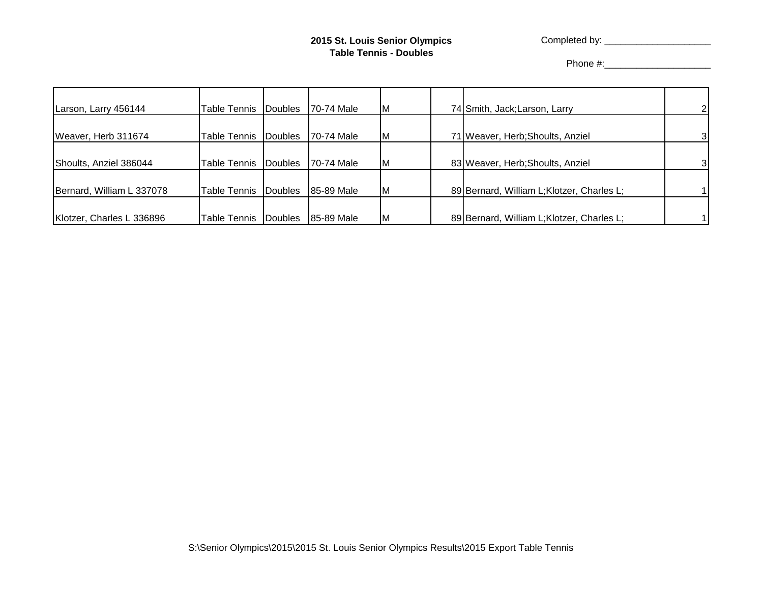**2015 St. Louis Senior Olympics**
**Table Tennis - Doubles**

Completed by: ____________________

Phone #:____________________

| | | | | | | | |
|---|---|---|---|---|---|---|---|
| Larson, Larry 456144 | Table Tennis | Doubles | 70-74 Male | M | 74 | Smith, Jack;Larson, Larry | 2 |
| Weaver, Herb 311674 | Table Tennis | Doubles | 70-74 Male | M | 71 | Weaver, Herb;Shoults, Anziel | 3 |
| Shoults, Anziel 386044 | Table Tennis | Doubles | 70-74 Male | M | 83 | Weaver, Herb;Shoults, Anziel | 3 |
| Bernard, William L 337078 | Table Tennis | Doubles | 85-89 Male | M | 89 | Bernard, William L;Klotzer, Charles L; | 1 |
| Klotzer, Charles L 336896 | Table Tennis | Doubles | 85-89 Male | M | 89 | Bernard, William L;Klotzer, Charles L; | 1 |

S:\Senior Olympics\2015\2015 St. Louis Senior Olympics Results\2015 Export Table Tennis